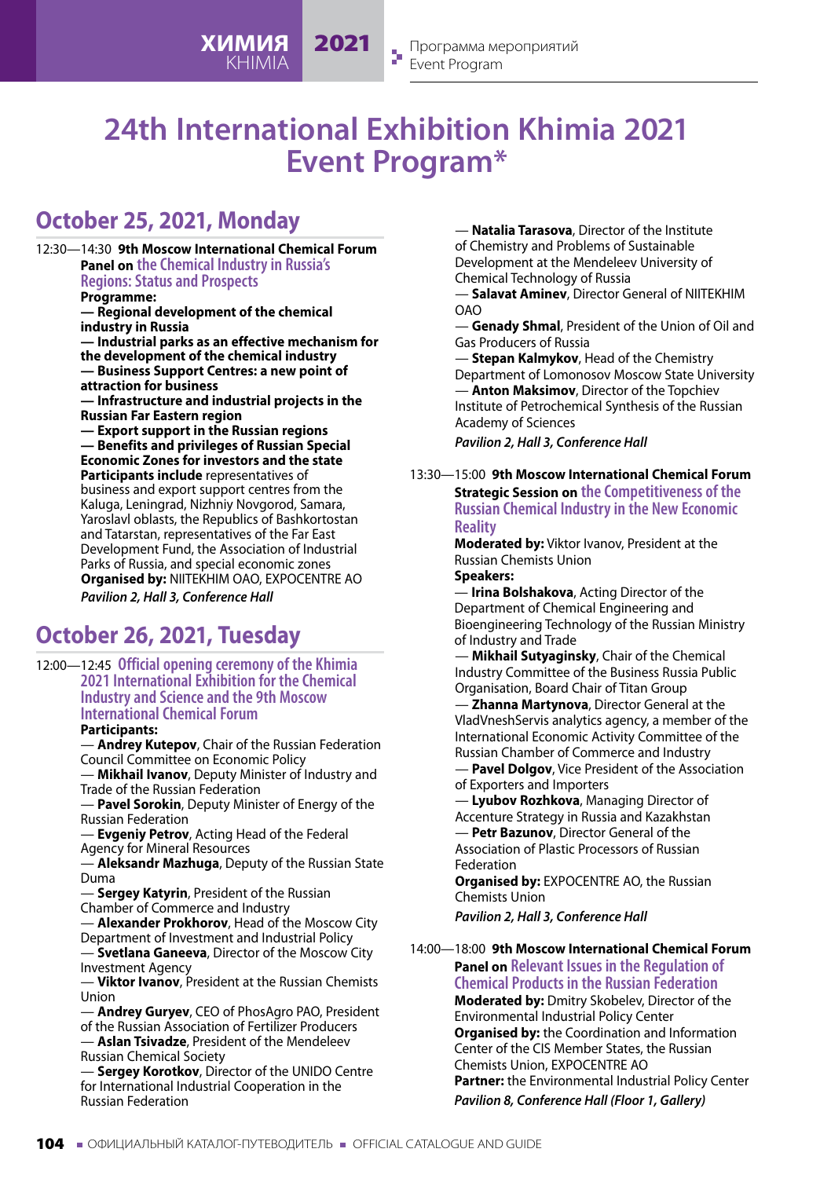# 24th International Exhibition Khimia 2021 Event Program*

## October 25, 2021, Monday

12:30—14:30 **9th Moscow International Chemical Forum**
**Panel on** the Chemical Industry in Russia's Regions: Status and Prospects
**Programme:**
**— Regional development of the chemical industry in Russia**
**— Industrial parks as an effective mechanism for the development of the chemical industry**
**— Business Support Centres: a new point of attraction for business**
**— Infrastructure and industrial projects in the Russian Far Eastern region**
**— Export support in the Russian regions**
**— Benefits and privileges of Russian Special Economic Zones for investors and the state**
**Participants include** representatives of business and export support centres from the Kaluga, Leningrad, Nizhniy Novgorod, Samara, Yaroslavl oblasts, the Republics of Bashkortostan and Tatarstan, representatives of the Far East Development Fund, the Association of Industrial Parks of Russia, and special economic zones
**Organised by:** NIITEKHIM OAO, EXPOCENTRE AO
*Pavilion 2, Hall 3, Conference Hall*

## October 26, 2021, Tuesday

12:00—12:45 Official opening ceremony of the Khimia 2021 International Exhibition for the Chemical Industry and Science and the 9th Moscow International Chemical Forum
**Participants:**
— **Andrey Kutepov**, Chair of the Russian Federation Council Committee on Economic Policy
— **Mikhail Ivanov**, Deputy Minister of Industry and Trade of the Russian Federation
— **Pavel Sorokin**, Deputy Minister of Energy of the Russian Federation
— **Evgeniy Petrov**, Acting Head of the Federal Agency for Mineral Resources
— **Aleksandr Mazhuga**, Deputy of the Russian State Duma
— **Sergey Katyrin**, President of the Russian Chamber of Commerce and Industry
— **Alexander Prokhorov**, Head of the Moscow City Department of Investment and Industrial Policy
— **Svetlana Ganeeva**, Director of the Moscow City Investment Agency
— **Viktor Ivanov**, President at the Russian Chemists Union
— **Andrey Guryev**, CEO of PhosAgro PAO, President of the Russian Association of Fertilizer Producers
— **Aslan Tsivadze**, President of the Mendeleev Russian Chemical Society
— **Sergey Korotkov**, Director of the UNIDO Centre for International Industrial Cooperation in the Russian Federation
— **Natalia Tarasova**, Director of the Institute of Chemistry and Problems of Sustainable Development at the Mendeleev University of Chemical Technology of Russia
— **Salavat Aminev**, Director General of NIITEKHIM OAO
— **Genady Shmal**, President of the Union of Oil and Gas Producers of Russia
— **Stepan Kalmykov**, Head of the Chemistry Department of Lomonosov Moscow State University
— **Anton Maksimov**, Director of the Topchiev Institute of Petrochemical Synthesis of the Russian Academy of Sciences
*Pavilion 2, Hall 3, Conference Hall*

13:30—15:00 **9th Moscow International Chemical Forum**
**Strategic Session on** the Competitiveness of the Russian Chemical Industry in the New Economic Reality
**Moderated by:** Viktor Ivanov, President at the Russian Chemists Union
**Speakers:**
— **Irina Bolshakova**, Acting Director of the Department of Chemical Engineering and Bioengineering Technology of the Russian Ministry of Industry and Trade
— **Mikhail Sutyaginsky**, Chair of the Chemical Industry Committee of the Business Russia Public Organisation, Board Chair of Titan Group
— **Zhanna Martynova**, Director General at the VladVneshServis analytics agency, a member of the International Economic Activity Committee of the Russian Chamber of Commerce and Industry
— **Pavel Dolgov**, Vice President of the Association of Exporters and Importers
— **Lyubov Rozhkova**, Managing Director of Accenture Strategy in Russia and Kazakhstan
— **Petr Bazunov**, Director General of the Association of Plastic Processors of Russian Federation
**Organised by:** EXPOCENTRE AO, the Russian Chemists Union
*Pavilion 2, Hall 3, Conference Hall*

14:00—18:00 **9th Moscow International Chemical Forum**
**Panel on** Relevant Issues in the Regulation of Chemical Products in the Russian Federation
**Moderated by:** Dmitry Skobelev, Director of the Environmental Industrial Policy Center
**Organised by:** the Coordination and Information Center of the CIS Member States, the Russian Chemists Union, EXPOCENTRE AO
**Partner:** the Environmental Industrial Policy Center
*Pavilion 8, Conference Hall (Floor 1, Gallery)*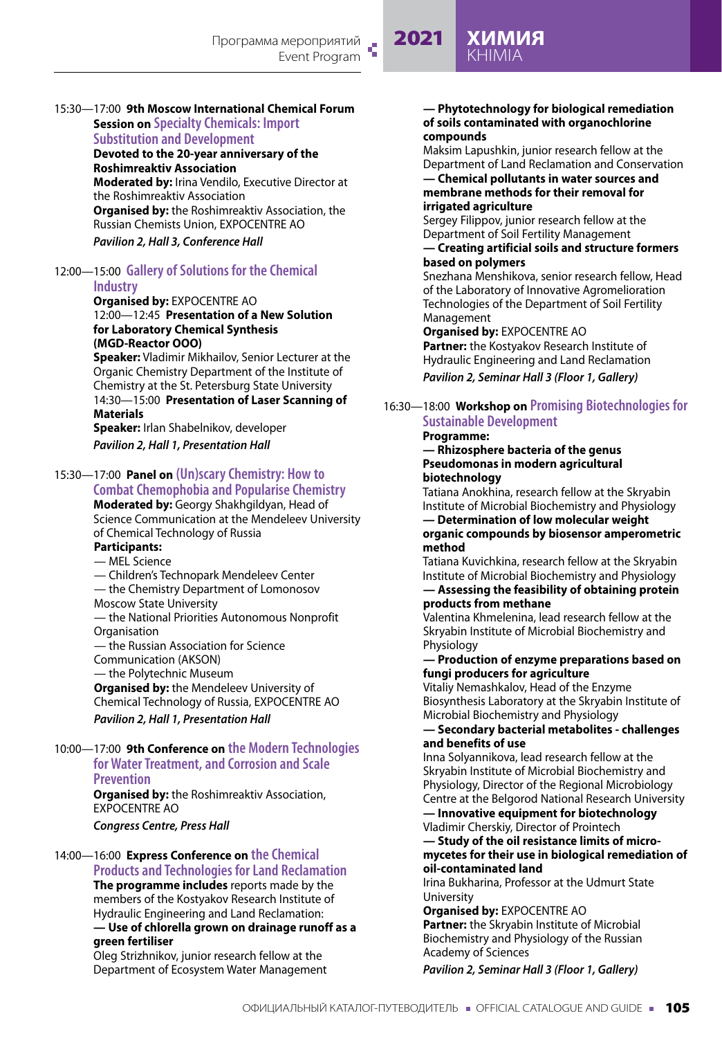15:30—17:00 **9th Moscow International Chemical Forum Session on Specialty Chemicals: Import Substitution and Development**

**Devoted to the 20-year anniversary of the Roshimreaktiv Association**

**Moderated by:** Irina Vendilo, Executive Director at the Roshimreaktiv Association

**Organised by:** the Roshimreaktiv Association, the Russian Chemists Union, EXPOCENTRE AO

***Pavilion 2, Hall 3, Conference Hall***

12:00—15:00 **Gallery of Solutions for the Chemical Industry**

**Organised by:** EXPOCENTRE AO

12:00—12:45 **Presentation of a New Solution for Laboratory Chemical Synthesis (MGD-Reactor OOO)**

**Speaker:** Vladimir Mikhailov, Senior Lecturer at the Organic Chemistry Department of the Institute of Chemistry at the St. Petersburg State University

14:30—15:00 **Presentation of Laser Scanning of Materials**

**Speaker:** Irlan Shabelnikov, developer

***Pavilion 2, Hall 1, Presentation Hall***

15:30—17:00 **Panel on (Un)scary Chemistry: How to Combat Chemophobia and Popularise Chemistry**

**Moderated by:** Georgy Shakhgildyan, Head of Science Communication at the Mendeleev University of Chemical Technology of Russia

**Participants:**

— MEL Science

— Children's Technopark Mendeleev Center

— the Chemistry Department of Lomonosov Moscow State University

— the National Priorities Autonomous Nonprofit Organisation

— the Russian Association for Science Communication (AKSON)

— the Polytechnic Museum

**Organised by:** the Mendeleev University of Chemical Technology of Russia, EXPOCENTRE AO

***Pavilion 2, Hall 1, Presentation Hall***

10:00—17:00 **9th Conference on the Modern Technologies for Water Treatment, and Corrosion and Scale Prevention**

**Organised by:** the Roshimreaktiv Association, EXPOCENTRE AO

***Congress Centre, Press Hall***

14:00—16:00 **Express Conference on the Chemical Products and Technologies for Land Reclamation**

**The programme includes** reports made by the members of the Kostyakov Research Institute of Hydraulic Engineering and Land Reclamation:

**— Use of chlorella grown on drainage runoff as a green fertiliser**

Oleg Strizhnikov, junior research fellow at the Department of Ecosystem Water Management

**— Phytotechnology for biological remediation of soils contaminated with organochlorine compounds**

Maksim Lapushkin, junior research fellow at the Department of Land Reclamation and Conservation

**— Chemical pollutants in water sources and membrane methods for their removal for irrigated agriculture**

Sergey Filippov, junior research fellow at the Department of Soil Fertility Management

**— Creating artificial soils and structure formers based on polymers**

Snezhana Menshikova, senior research fellow, Head of the Laboratory of Innovative Agromelioration Technologies of the Department of Soil Fertility Management

**Organised by:** EXPOCENTRE AO

**Partner:** the Kostyakov Research Institute of Hydraulic Engineering and Land Reclamation

***Pavilion 2, Seminar Hall 3 (Floor 1, Gallery)***

16:30—18:00 **Workshop on Promising Biotechnologies for Sustainable Development**

**Programme:**

**— Rhizosphere bacteria of the genus Pseudomonas in modern agricultural biotechnology**

Tatiana Anokhina, research fellow at the Skryabin Institute of Microbial Biochemistry and Physiology

**— Determination of low molecular weight organic compounds by biosensor amperometric method**

Tatiana Kuvichkina, research fellow at the Skryabin Institute of Microbial Biochemistry and Physiology

**— Assessing the feasibility of obtaining protein products from methane**

Valentina Khmelenina, lead research fellow at the Skryabin Institute of Microbial Biochemistry and Physiology

**— Production of enzyme preparations based on fungi producers for agriculture**

Vitaliy Nemashkalov, Head of the Enzyme Biosynthesis Laboratory at the Skryabin Institute of Microbial Biochemistry and Physiology

**— Secondary bacterial metabolites - challenges and benefits of use**

Inna Solyannikova, lead research fellow at the Skryabin Institute of Microbial Biochemistry and Physiology, Director of the Regional Microbiology Centre at the Belgorod National Research University

**— Innovative equipment for biotechnology**

Vladimir Cherskiy, Director of Prointech

**— Study of the oil resistance limits of micro-mycetes for their use in biological remediation of oil-contaminated land**

Irina Bukharina, Professor at the Udmurt State University

**Organised by:** EXPOCENTRE AO

**Partner:** the Skryabin Institute of Microbial Biochemistry and Physiology of the Russian Academy of Sciences

***Pavilion 2, Seminar Hall 3 (Floor 1, Gallery)***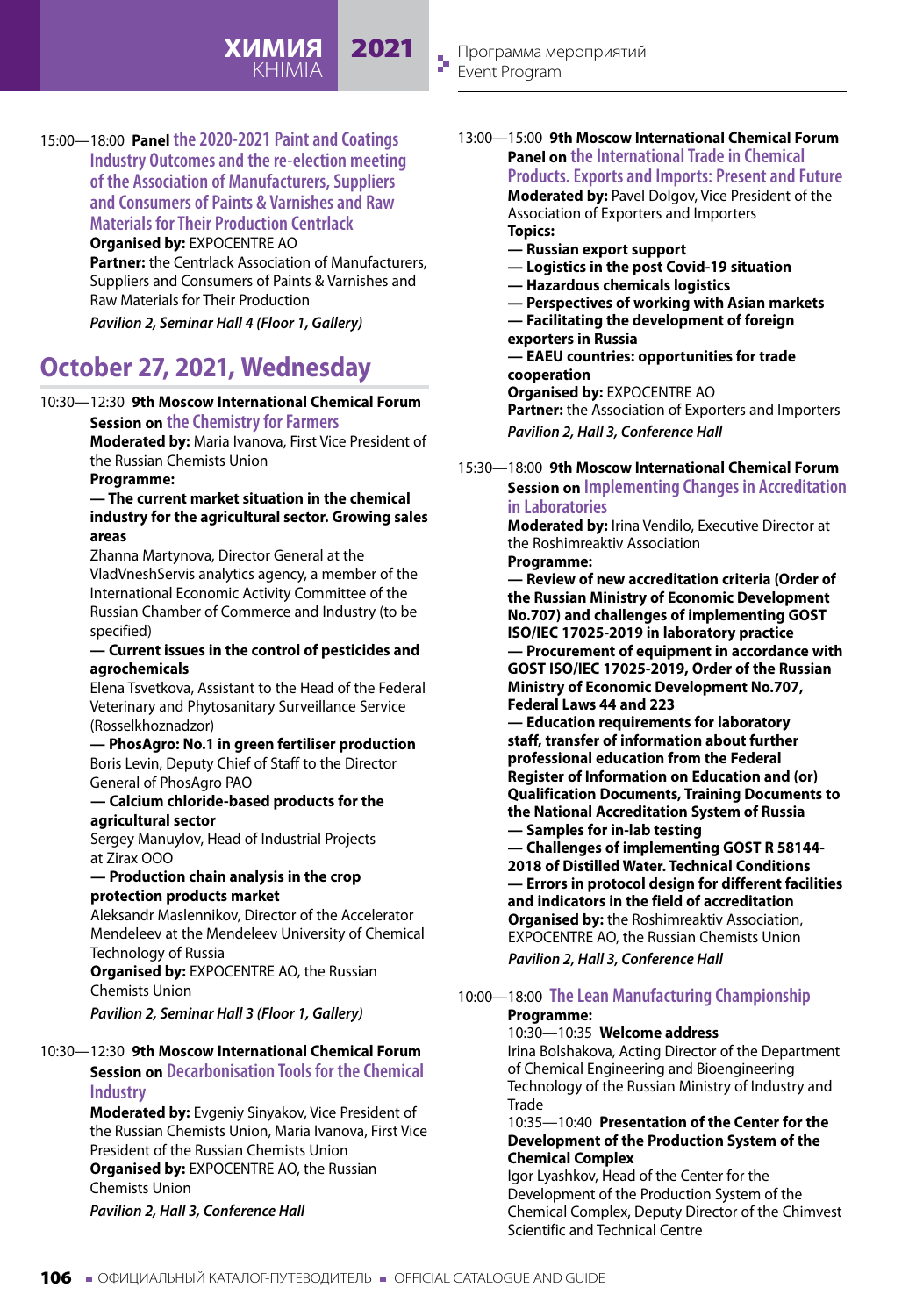15:00—18:00 **Panel** the 2020-2021 Paint and Coatings Industry Outcomes and the re-election meeting of the Association of Manufacturers, Suppliers and Consumers of Paints & Varnishes and Raw Materials for Their Production Centrlack
**Organised by:** EXPOCENTRE AO
**Partner:** the Centrlack Association of Manufacturers, Suppliers and Consumers of Paints & Varnishes and Raw Materials for Their Production
*Pavilion 2, Seminar Hall 4 (Floor 1, Gallery)*

## October 27, 2021, Wednesday

10:30—12:30 **9th Moscow International Chemical Forum Session on** the Chemistry for Farmers
**Moderated by:** Maria Ivanova, First Vice President of the Russian Chemists Union
**Programme:**
**— The current market situation in the chemical industry for the agricultural sector. Growing sales areas**
Zhanna Martynova, Director General at the VladVneshServis analytics agency, a member of the International Economic Activity Committee of the Russian Chamber of Commerce and Industry (to be specified)
**— Current issues in the control of pesticides and agrochemicals**
Elena Tsvetkova, Assistant to the Head of the Federal Veterinary and Phytosanitary Surveillance Service (Rosselkhoznadzor)
**— PhosAgro: No.1 in green fertiliser production**
Boris Levin, Deputy Chief of Staff to the Director General of PhosAgro PAO
**— Calcium chloride-based products for the agricultural sector**
Sergey Manuylov, Head of Industrial Projects at Zirax OOO
**— Production chain analysis in the crop protection products market**
Aleksandr Maslennikov, Director of the Accelerator Mendeleev at the Mendeleev University of Chemical Technology of Russia
**Organised by:** EXPOCENTRE AO, the Russian Chemists Union
*Pavilion 2, Seminar Hall 3 (Floor 1, Gallery)*

10:30—12:30 **9th Moscow International Chemical Forum Session on** Decarbonisation Tools for the Chemical Industry
**Moderated by:** Evgeniy Sinyakov, Vice President of the Russian Chemists Union, Maria Ivanova, First Vice President of the Russian Chemists Union
**Organised by:** EXPOCENTRE AO, the Russian Chemists Union
*Pavilion 2, Hall 3, Conference Hall*

13:00—15:00 **9th Moscow International Chemical Forum Panel on** the International Trade in Chemical Products. Exports and Imports: Present and Future
**Moderated by:** Pavel Dolgov, Vice President of the Association of Exporters and Importers
**Topics:**
**— Russian export support**
**— Logistics in the post Covid-19 situation**
**— Hazardous chemicals logistics**
**— Perspectives of working with Asian markets**
**— Facilitating the development of foreign exporters in Russia**
**— EAEU countries: opportunities for trade cooperation**
**Organised by:** EXPOCENTRE AO
**Partner:** the Association of Exporters and Importers
*Pavilion 2, Hall 3, Conference Hall*

15:30—18:00 **9th Moscow International Chemical Forum Session on** Implementing Changes in Accreditation in Laboratories
**Moderated by:** Irina Vendilo, Executive Director at the Roshimreaktiv Association
**Programme:**
**— Review of new accreditation criteria (Order of the Russian Ministry of Economic Development No.707) and challenges of implementing GOST ISO/IEC 17025-2019 in laboratory practice**
**— Procurement of equipment in accordance with GOST ISO/IEC 17025-2019, Order of the Russian Ministry of Economic Development No.707, Federal Laws 44 and 223**
**— Education requirements for laboratory staff, transfer of information about further professional education from the Federal Register of Information on Education and (or) Qualification Documents, Training Documents to the National Accreditation System of Russia**
**— Samples for in-lab testing**
**— Challenges of implementing GOST R 58144-2018 of Distilled Water. Technical Conditions**
**— Errors in protocol design for different facilities and indicators in the field of accreditation**
**Organised by:** the Roshimreaktiv Association, EXPOCENTRE AO, the Russian Chemists Union
*Pavilion 2, Hall 3, Conference Hall*

10:00—18:00 The Lean Manufacturing Championship
**Programme:**
10:30—10:35 **Welcome address**
Irina Bolshakova, Acting Director of the Department of Chemical Engineering and Bioengineering Technology of the Russian Ministry of Industry and Trade
10:35—10:40 **Presentation of the Center for the Development of the Production System of the Chemical Complex**
Igor Lyashkov, Head of the Center for the Development of the Production System of the Chemical Complex, Deputy Director of the Chimvest Scientific and Technical Centre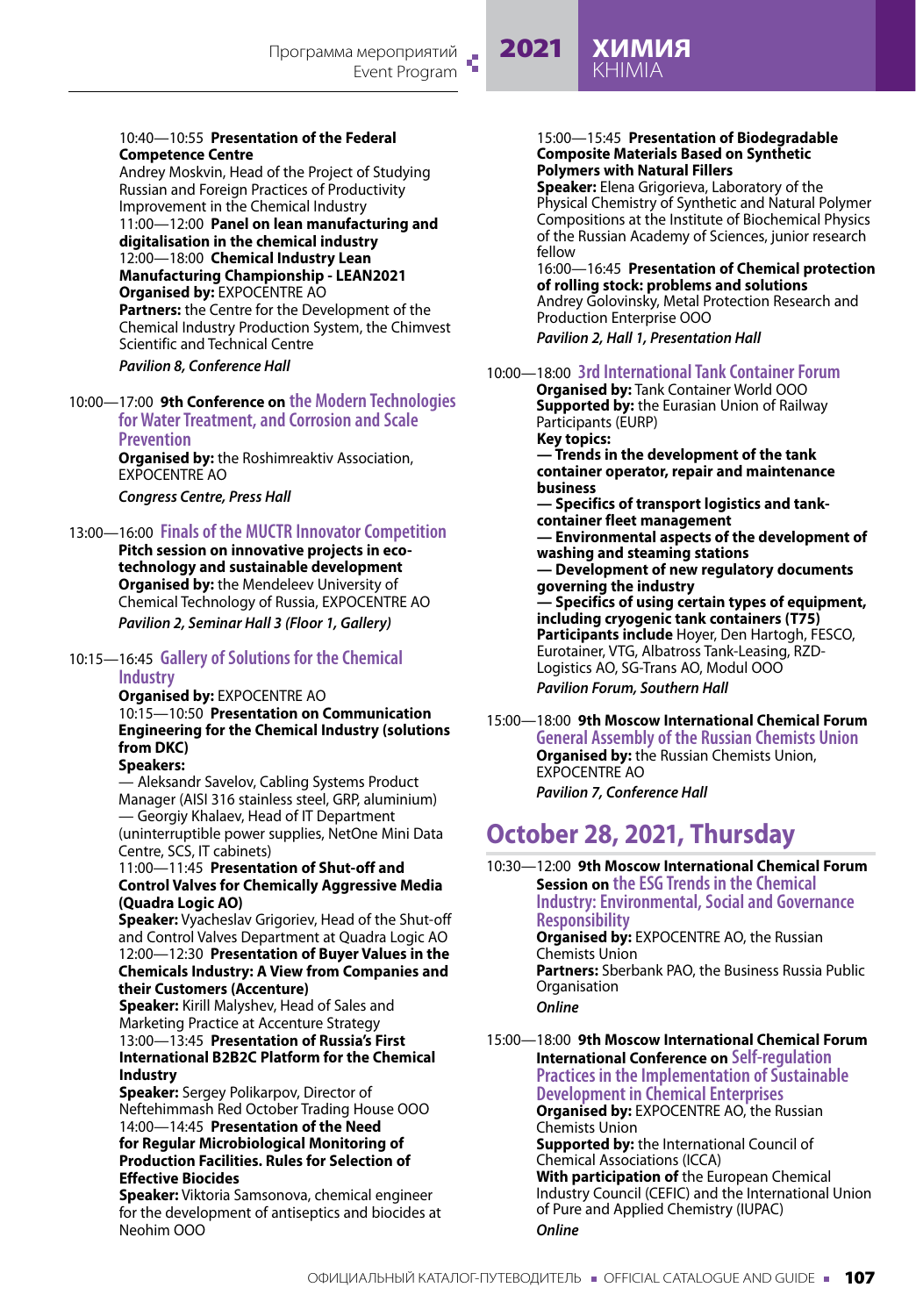10:40—10:55 **Presentation of the Federal Competence Centre**
Andrey Moskvin, Head of the Project of Studying Russian and Foreign Practices of Productivity Improvement in the Chemical Industry
11:00—12:00 **Panel on lean manufacturing and digitalisation in the chemical industry**
12:00—18:00 **Chemical Industry Lean Manufacturing Championship - LEAN2021**
**Organised by:** EXPOCENTRE AO
**Partners:** the Centre for the Development of the Chemical Industry Production System, the Chimvest Scientific and Technical Centre

*Pavilion 8, Conference Hall*

10:00—17:00 **9th Conference on the Modern Technologies for Water Treatment, and Corrosion and Scale Prevention**
**Organised by:** the Roshimreaktiv Association, EXPOCENTRE AO

*Congress Centre, Press Hall*

13:00—16:00 **Finals of the MUCTR Innovator Competition**
**Pitch session on innovative projects in eco-technology and sustainable development**
**Organised by:** the Mendeleev University of Chemical Technology of Russia, EXPOCENTRE AO

*Pavilion 2, Seminar Hall 3 (Floor 1, Gallery)*

10:15—16:45 **Gallery of Solutions for the Chemical Industry**
**Organised by:** EXPOCENTRE AO
10:15—10:50 **Presentation on Communication Engineering for the Chemical Industry (solutions from DKC)**
**Speakers:**
— Aleksandr Savelov, Cabling Systems Product Manager (AISI 316 stainless steel, GRP, aluminium)
— Georgiy Khalaev, Head of IT Department (uninterruptible power supplies, NetOne Mini Data Centre, SCS, IT cabinets)
11:00—11:45 **Presentation of Shut-off and Control Valves for Chemically Aggressive Media (Quadra Logic AO)**
**Speaker:** Vyacheslav Grigoriev, Head of the Shut-off and Control Valves Department at Quadra Logic AO
12:00—12:30 **Presentation of Buyer Values in the Chemicals Industry: A View from Companies and their Customers (Accenture)**
**Speaker:** Kirill Malyshev, Head of Sales and Marketing Practice at Accenture Strategy
13:00—13:45 **Presentation of Russia's First International B2B2C Platform for the Chemical Industry**
**Speaker:** Sergey Polikarpov, Director of Neftehimmash Red October Trading House OOO
14:00—14:45 **Presentation of the Need for Regular Microbiological Monitoring of Production Facilities. Rules for Selection of Effective Biocides**
**Speaker:** Viktoria Samsonova, chemical engineer for the development of antiseptics and biocides at Neohim OOO
15:00—15:45 **Presentation of Biodegradable Composite Materials Based on Synthetic Polymers with Natural Fillers**
**Speaker:** Elena Grigorieva, Laboratory of the Physical Chemistry of Synthetic and Natural Polymer Compositions at the Institute of Biochemical Physics of the Russian Academy of Sciences, junior research fellow
16:00—16:45 **Presentation of Chemical protection of rolling stock: problems and solutions**
Andrey Golovinsky, Metal Protection Research and Production Enterprise OOO

*Pavilion 2, Hall 1, Presentation Hall*

10:00—18:00 **3rd International Tank Container Forum**
**Organised by:** Tank Container World OOO
**Supported by:** the Eurasian Union of Railway Participants (EURP)
**Key topics:**
**— Trends in the development of the tank container operator, repair and maintenance business**
**— Specifics of transport logistics and tank-container fleet management**
**— Environmental aspects of the development of washing and steaming stations**
**— Development of new regulatory documents governing the industry**
**— Specifics of using certain types of equipment, including cryogenic tank containers (T75)**
**Participants include** Hoyer, Den Hartogh, FESCO, Eurotainer, VTG, Albatross Tank-Leasing, RZD-Logistics AO, SG-Trans AO, Modul OOO

*Pavilion Forum, Southern Hall*

15:00—18:00 **9th Moscow International Chemical Forum**
**General Assembly of the Russian Chemists Union**
**Organised by:** the Russian Chemists Union, EXPOCENTRE AO

*Pavilion 7, Conference Hall*

## October 28, 2021, Thursday

10:30—12:00 **9th Moscow International Chemical Forum**
**Session on the ESG Trends in the Chemical Industry: Environmental, Social and Governance Responsibility**
**Organised by:** EXPOCENTRE AO, the Russian Chemists Union
**Partners:** Sberbank PAO, the Business Russia Public Organisation

*Online*

15:00—18:00 **9th Moscow International Chemical Forum**
**International Conference on Self-regulation Practices in the Implementation of Sustainable Development in Chemical Enterprises**
**Organised by:** EXPOCENTRE AO, the Russian Chemists Union
**Supported by:** the International Council of Chemical Associations (ICCA)
**With participation of** the European Chemical Industry Council (CEFIC) and the International Union of Pure and Applied Chemistry (IUPAC)

*Online*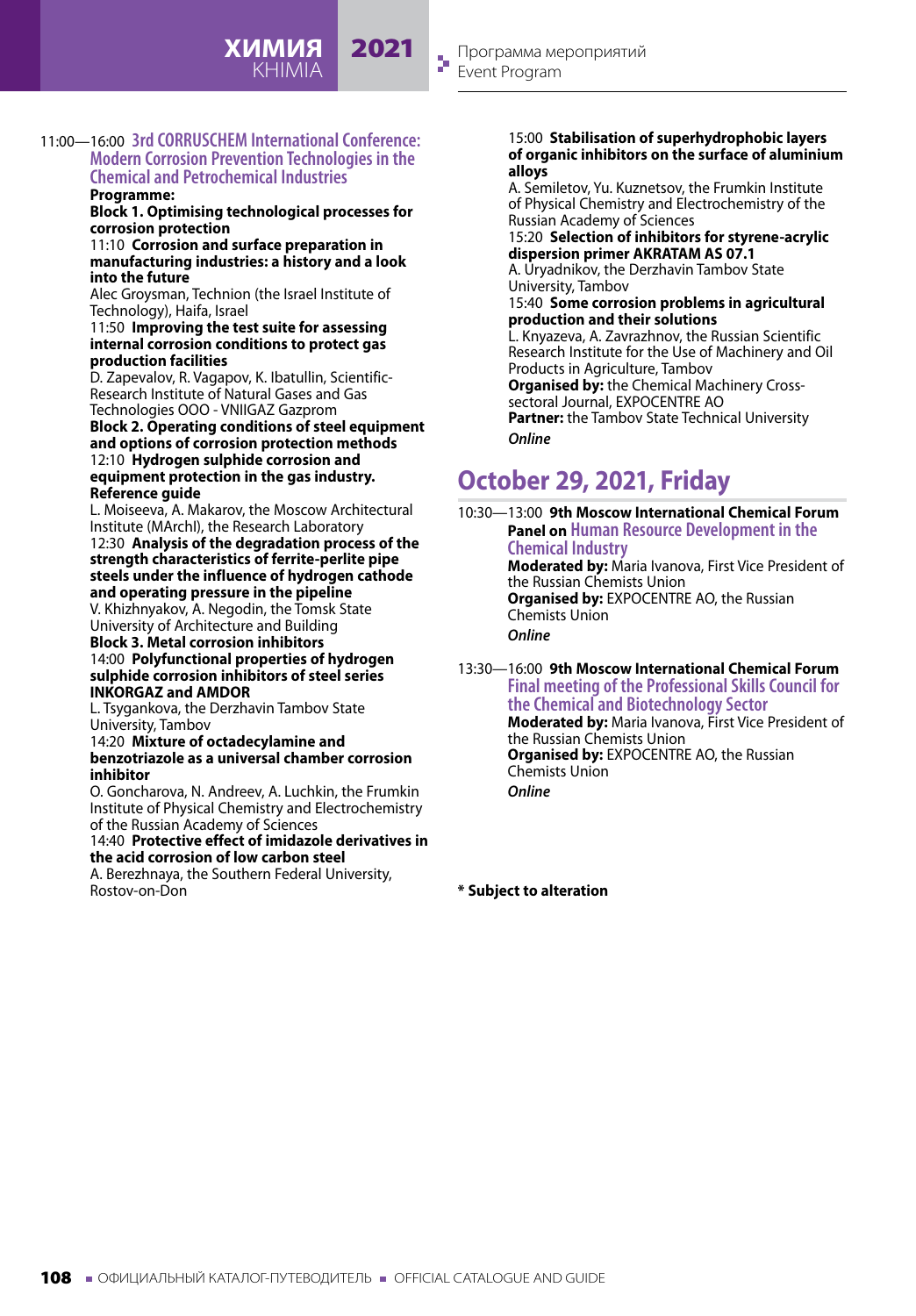11:00—16:00 **3rd CORRUSCHEM International Conference: Modern Corrosion Prevention Technologies in the Chemical and Petrochemical Industries**

**Programme:**

**Block 1. Optimising technological processes for corrosion protection**

11:10 **Corrosion and surface preparation in manufacturing industries: a history and a look into the future**
Alec Groysman, Technion (the Israel Institute of Technology), Haifa, Israel

11:50 **Improving the test suite for assessing internal corrosion conditions to protect gas production facilities**
D. Zapevalov, R. Vagapov, K. Ibatullin, Scientific-Research Institute of Natural Gases and Gas Technologies OOO - VNIIGAZ Gazprom

**Block 2. Operating conditions of steel equipment and options of corrosion protection methods**

12:10 **Hydrogen sulphide corrosion and equipment protection in the gas industry. Reference guide**
L. Moiseeva, A. Makarov, the Moscow Architectural Institute (MArchI), the Research Laboratory

12:30 **Analysis of the degradation process of the strength characteristics of ferrite-perlite pipe steels under the influence of hydrogen cathode and operating pressure in the pipeline**
V. Khizhnyakov, A. Negodin, the Tomsk State University of Architecture and Building

**Block 3. Metal corrosion inhibitors**

14:00 **Polyfunctional properties of hydrogen sulphide corrosion inhibitors of steel series INKORGAZ and AMDOR**
L. Tsygankova, the Derzhavin Tambov State University, Tambov

14:20 **Mixture of octadecylamine and benzotriazole as a universal chamber corrosion inhibitor**
O. Goncharova, N. Andreev, A. Luchkin, the Frumkin Institute of Physical Chemistry and Electrochemistry of the Russian Academy of Sciences

14:40 **Protective effect of imidazole derivatives in the acid corrosion of low carbon steel**
A. Berezhnaya, the Southern Federal University, Rostov-on-Don

15:00 **Stabilisation of superhydrophobic layers of organic inhibitors on the surface of aluminium alloys**
A. Semiletov, Yu. Kuznetsov, the Frumkin Institute of Physical Chemistry and Electrochemistry of the Russian Academy of Sciences

15:20 **Selection of inhibitors for styrene-acrylic dispersion primer AKRATAM AS 07.1**
A. Uryadnikov, the Derzhavin Tambov State University, Tambov

15:40 **Some corrosion problems in agricultural production and their solutions**
L. Knyazeva, A. Zavrazhnov, the Russian Scientific Research Institute for the Use of Machinery and Oil Products in Agriculture, Tambov

**Organised by:** the Chemical Machinery Cross-sectoral Journal, EXPOCENTRE AO
**Partner:** the Tambov State Technical University
***Online***

## October 29, 2021, Friday

10:30—13:00 **9th Moscow International Chemical Forum**
**Panel on Human Resource Development in the Chemical Industry**
**Moderated by:** Maria Ivanova, First Vice President of the Russian Chemists Union
**Organised by:** EXPOCENTRE AO, the Russian Chemists Union
***Online***

13:30—16:00 **9th Moscow International Chemical Forum**
**Final meeting of the Professional Skills Council for the Chemical and Biotechnology Sector**
**Moderated by:** Maria Ivanova, First Vice President of the Russian Chemists Union
**Organised by:** EXPOCENTRE AO, the Russian Chemists Union
***Online***

**\* Subject to alteration**